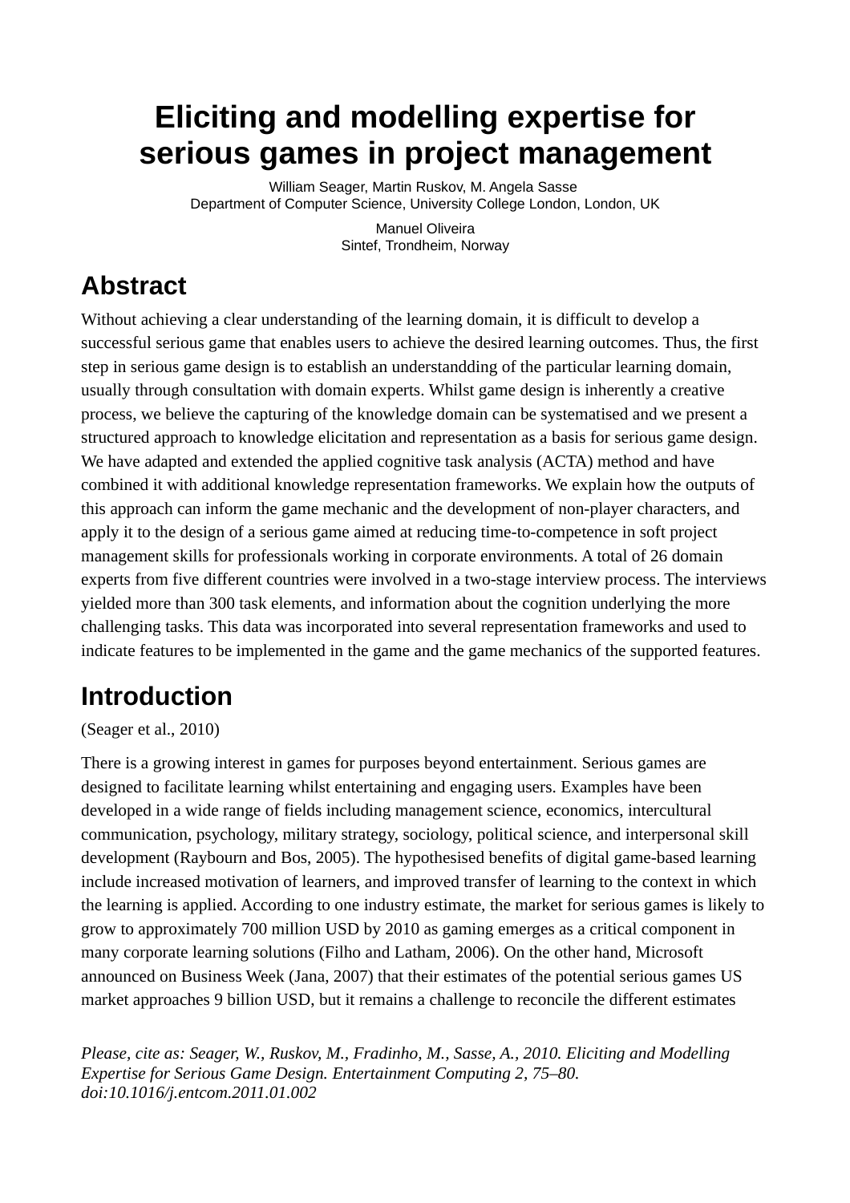# Eliciting and modelling expertise for serious games in project management

William Seager, Martin Ruskov, M. Angela Sasse
Department of Computer Science, University College London, London, UK

Manuel Oliveira
Sintef, Trondheim, Norway

## Abstract

Without achieving a clear understanding of the learning domain, it is difficult to develop a successful serious game that enables users to achieve the desired learning outcomes. Thus, the first step in serious game design is to establish an understandding of the particular learning domain, usually through consultation with domain experts. Whilst game design is inherently a creative process, we believe the capturing of the knowledge domain can be systematised and we present a structured approach to knowledge elicitation and representation as a basis for serious game design. We have adapted and extended the applied cognitive task analysis (ACTA) method and have combined it with additional knowledge representation frameworks. We explain how the outputs of this approach can inform the game mechanic and the development of non-player characters, and apply it to the design of a serious game aimed at reducing time-to-competence in soft project management skills for professionals working in corporate environments. A total of 26 domain experts from five different countries were involved in a two-stage interview process. The interviews yielded more than 300 task elements, and information about the cognition underlying the more challenging tasks. This data was incorporated into several representation frameworks and used to indicate features to be implemented in the game and the game mechanics of the supported features.

## Introduction

(Seager et al., 2010)

There is a growing interest in games for purposes beyond entertainment. Serious games are designed to facilitate learning whilst entertaining and engaging users. Examples have been developed in a wide range of fields including management science, economics, intercultural communication, psychology, military strategy, sociology, political science, and interpersonal skill development (Raybourn and Bos, 2005). The hypothesised benefits of digital game-based learning include increased motivation of learners, and improved transfer of learning to the context in which the learning is applied. According to one industry estimate, the market for serious games is likely to grow to approximately 700 million USD by 2010 as gaming emerges as a critical component in many corporate learning solutions (Filho and Latham, 2006). On the other hand, Microsoft announced on Business Week (Jana, 2007) that their estimates of the potential serious games US market approaches 9 billion USD, but it remains a challenge to reconcile the different estimates

*Please, cite as: Seager, W., Ruskov, M., Fradinho, M., Sasse, A., 2010. Eliciting and Modelling Expertise for Serious Game Design. Entertainment Computing 2, 75–80. doi:10.1016/j.entcom.2011.01.002*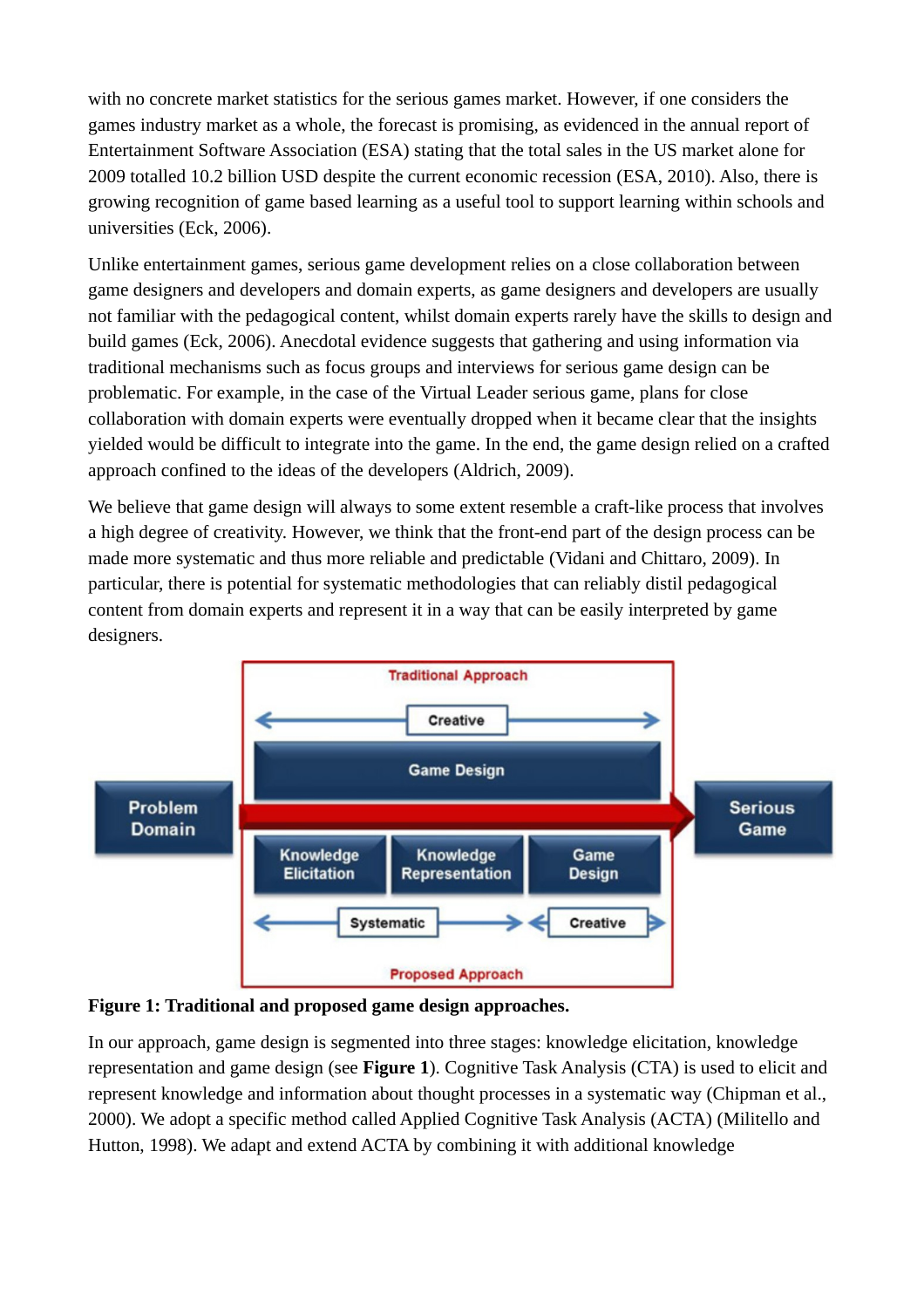with no concrete market statistics for the serious games market. However, if one considers the games industry market as a whole, the forecast is promising, as evidenced in the annual report of Entertainment Software Association (ESA) stating that the total sales in the US market alone for 2009 totalled 10.2 billion USD despite the current economic recession (ESA, 2010). Also, there is growing recognition of game based learning as a useful tool to support learning within schools and universities (Eck, 2006).

Unlike entertainment games, serious game development relies on a close collaboration between game designers and developers and domain experts, as game designers and developers are usually not familiar with the pedagogical content, whilst domain experts rarely have the skills to design and build games (Eck, 2006). Anecdotal evidence suggests that gathering and using information via traditional mechanisms such as focus groups and interviews for serious game design can be problematic. For example, in the case of the Virtual Leader serious game, plans for close collaboration with domain experts were eventually dropped when it became clear that the insights yielded would be difficult to integrate into the game. In the end, the game design relied on a crafted approach confined to the ideas of the developers (Aldrich, 2009).

We believe that game design will always to some extent resemble a craft-like process that involves a high degree of creativity. However, we think that the front-end part of the design process can be made more systematic and thus more reliable and predictable (Vidani and Chittaro, 2009). In particular, there is potential for systematic methodologies that can reliably distil pedagogical content from domain experts and represent it in a way that can be easily interpreted by game designers.

**Figure 1: Traditional and proposed game design approaches.**

In our approach, game design is segmented into three stages: knowledge elicitation, knowledge representation and game design (see **Figure 1**). Cognitive Task Analysis (CTA) is used to elicit and represent knowledge and information about thought processes in a systematic way (Chipman et al., 2000). We adopt a specific method called Applied Cognitive Task Analysis (ACTA) (Militello and Hutton, 1998). We adapt and extend ACTA by combining it with additional knowledge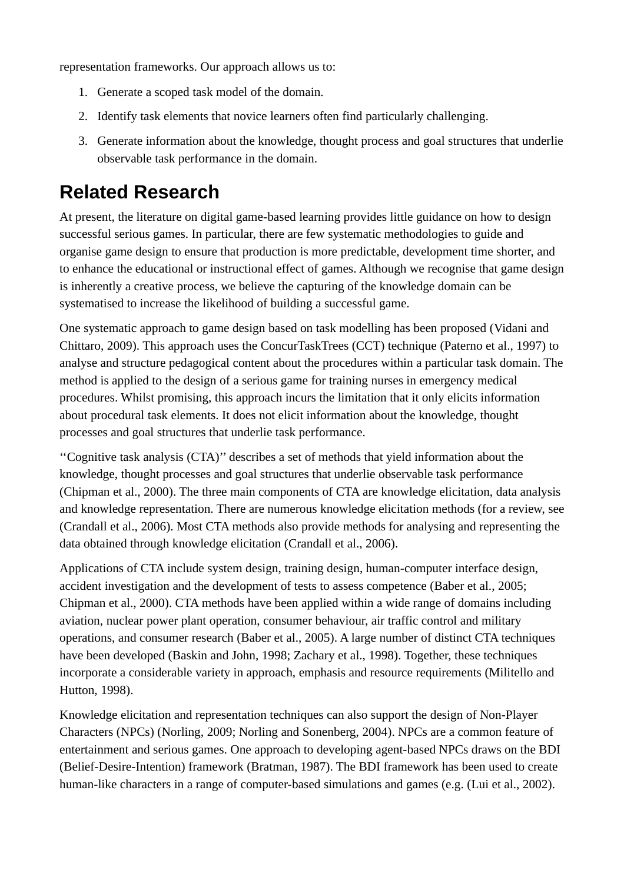representation frameworks. Our approach allows us to:

1. Generate a scoped task model of the domain.
2. Identify task elements that novice learners often find particularly challenging.
3. Generate information about the knowledge, thought process and goal structures that underlie observable task performance in the domain.

# Related Research

At present, the literature on digital game-based learning provides little guidance on how to design successful serious games. In particular, there are few systematic methodologies to guide and organise game design to ensure that production is more predictable, development time shorter, and to enhance the educational or instructional effect of games. Although we recognise that game design is inherently a creative process, we believe the capturing of the knowledge domain can be systematised to increase the likelihood of building a successful game.

One systematic approach to game design based on task modelling has been proposed (Vidani and Chittaro, 2009). This approach uses the ConcurTaskTrees (CCT) technique (Paterno et al., 1997) to analyse and structure pedagogical content about the procedures within a particular task domain. The method is applied to the design of a serious game for training nurses in emergency medical procedures. Whilst promising, this approach incurs the limitation that it only elicits information about procedural task elements. It does not elicit information about the knowledge, thought processes and goal structures that underlie task performance.

‘‘Cognitive task analysis (CTA)’’ describes a set of methods that yield information about the knowledge, thought processes and goal structures that underlie observable task performance (Chipman et al., 2000). The three main components of CTA are knowledge elicitation, data analysis and knowledge representation. There are numerous knowledge elicitation methods (for a review, see (Crandall et al., 2006). Most CTA methods also provide methods for analysing and representing the data obtained through knowledge elicitation (Crandall et al., 2006).

Applications of CTA include system design, training design, human-computer interface design, accident investigation and the development of tests to assess competence (Baber et al., 2005; Chipman et al., 2000). CTA methods have been applied within a wide range of domains including aviation, nuclear power plant operation, consumer behaviour, air traffic control and military operations, and consumer research (Baber et al., 2005). A large number of distinct CTA techniques have been developed (Baskin and John, 1998; Zachary et al., 1998). Together, these techniques incorporate a considerable variety in approach, emphasis and resource requirements (Militello and Hutton, 1998).

Knowledge elicitation and representation techniques can also support the design of Non-Player Characters (NPCs) (Norling, 2009; Norling and Sonenberg, 2004). NPCs are a common feature of entertainment and serious games. One approach to developing agent-based NPCs draws on the BDI (Belief-Desire-Intention) framework (Bratman, 1987). The BDI framework has been used to create human-like characters in a range of computer-based simulations and games (e.g. (Lui et al., 2002).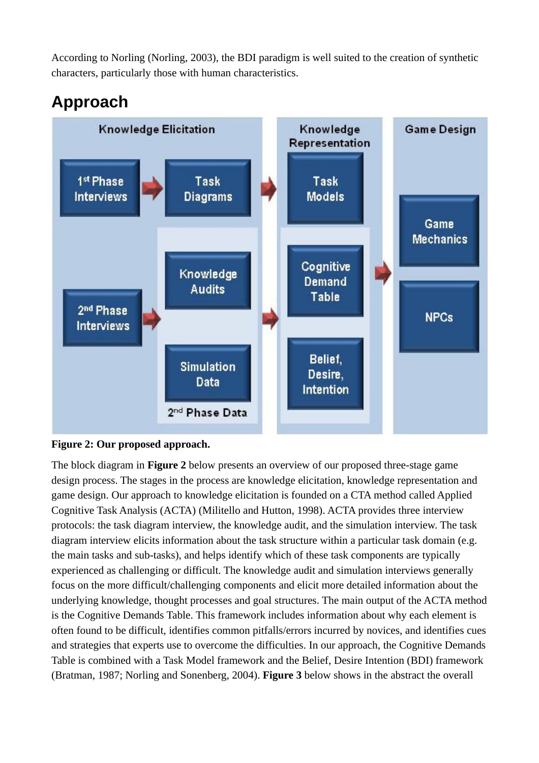According to Norling (Norling, 2003), the BDI paradigm is well suited to the creation of synthetic characters, particularly those with human characteristics.

## Approach

**Figure 2: Our proposed approach.**

The block diagram in **Figure 2** below presents an overview of our proposed three-stage game design process. The stages in the process are knowledge elicitation, knowledge representation and game design. Our approach to knowledge elicitation is founded on a CTA method called Applied Cognitive Task Analysis (ACTA) (Militello and Hutton, 1998). ACTA provides three interview protocols: the task diagram interview, the knowledge audit, and the simulation interview. The task diagram interview elicits information about the task structure within a particular task domain (e.g. the main tasks and sub-tasks), and helps identify which of these task components are typically experienced as challenging or difficult. The knowledge audit and simulation interviews generally focus on the more difficult/challenging components and elicit more detailed information about the underlying knowledge, thought processes and goal structures. The main output of the ACTA method is the Cognitive Demands Table. This framework includes information about why each element is often found to be difficult, identifies common pitfalls/errors incurred by novices, and identifies cues and strategies that experts use to overcome the difficulties. In our approach, the Cognitive Demands Table is combined with a Task Model framework and the Belief, Desire Intention (BDI) framework (Bratman, 1987; Norling and Sonenberg, 2004). **Figure 3** below shows in the abstract the overall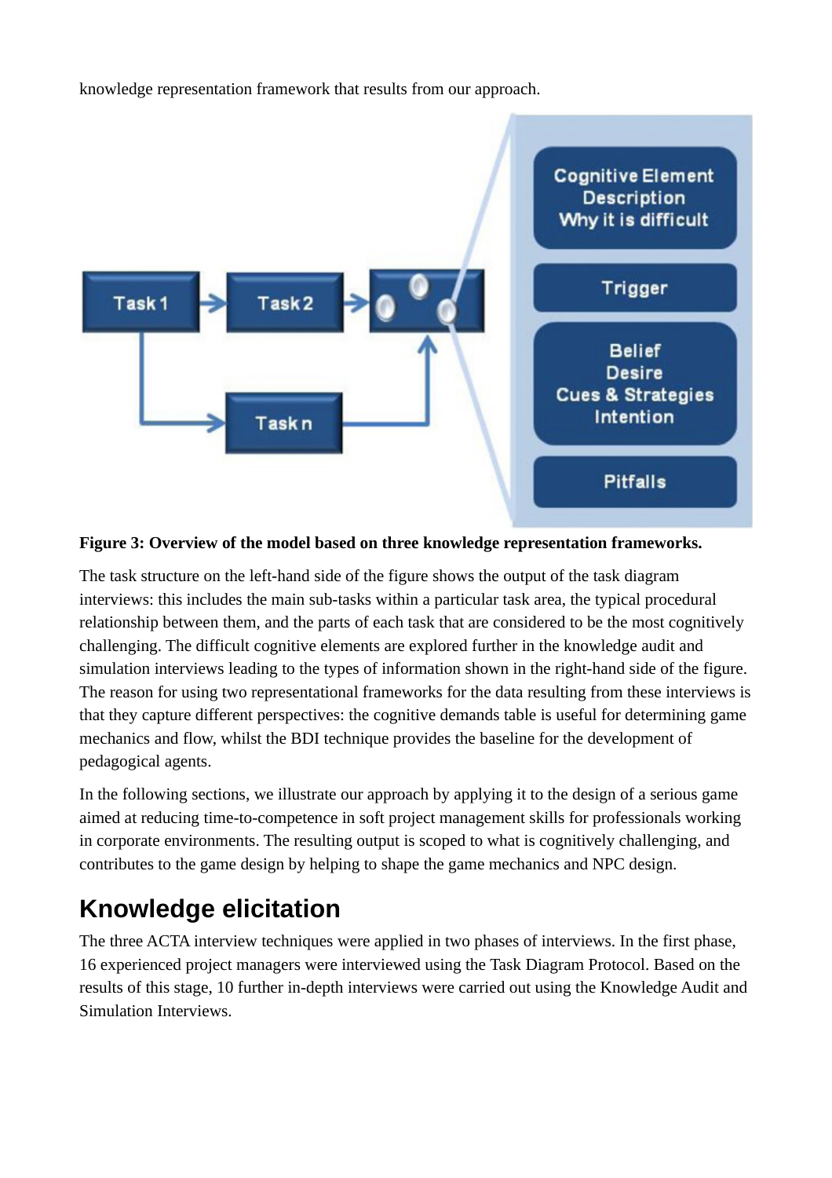knowledge representation framework that results from our approach.

**Figure 3: Overview of the model based on three knowledge representation frameworks.**

The task structure on the left-hand side of the figure shows the output of the task diagram interviews: this includes the main sub-tasks within a particular task area, the typical procedural relationship between them, and the parts of each task that are considered to be the most cognitively challenging. The difficult cognitive elements are explored further in the knowledge audit and simulation interviews leading to the types of information shown in the right-hand side of the figure. The reason for using two representational frameworks for the data resulting from these interviews is that they capture different perspectives: the cognitive demands table is useful for determining game mechanics and flow, whilst the BDI technique provides the baseline for the development of pedagogical agents.

In the following sections, we illustrate our approach by applying it to the design of a serious game aimed at reducing time-to-competence in soft project management skills for professionals working in corporate environments. The resulting output is scoped to what is cognitively challenging, and contributes to the game design by helping to shape the game mechanics and NPC design.

## Knowledge elicitation

The three ACTA interview techniques were applied in two phases of interviews. In the first phase, 16 experienced project managers were interviewed using the Task Diagram Protocol. Based on the results of this stage, 10 further in-depth interviews were carried out using the Knowledge Audit and Simulation Interviews.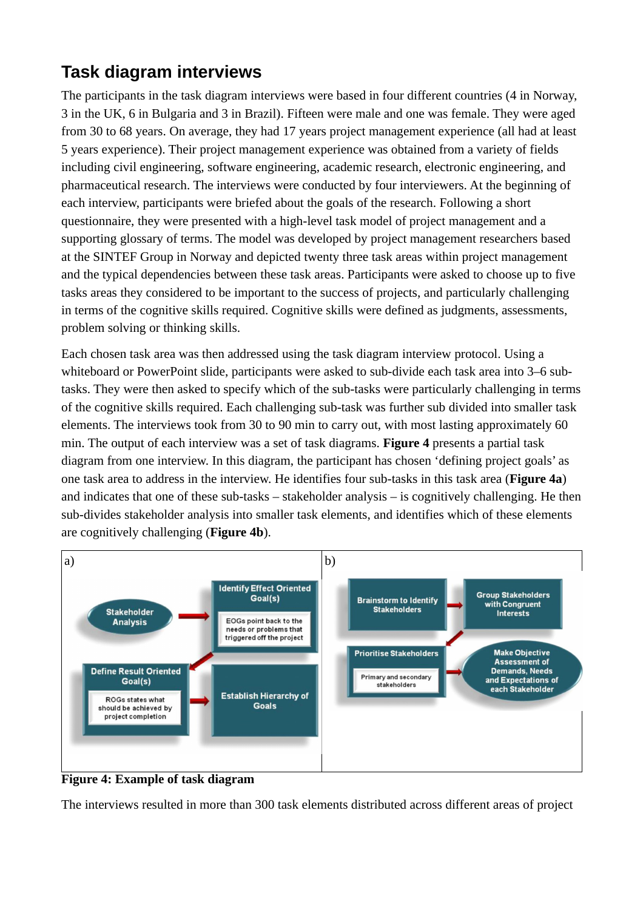## Task diagram interviews

The participants in the task diagram interviews were based in four different countries (4 in Norway, 3 in the UK, 6 in Bulgaria and 3 in Brazil). Fifteen were male and one was female. They were aged from 30 to 68 years. On average, they had 17 years project management experience (all had at least 5 years experience). Their project management experience was obtained from a variety of fields including civil engineering, software engineering, academic research, electronic engineering, and pharmaceutical research. The interviews were conducted by four interviewers. At the beginning of each interview, participants were briefed about the goals of the research. Following a short questionnaire, they were presented with a high-level task model of project management and a supporting glossary of terms. The model was developed by project management researchers based at the SINTEF Group in Norway and depicted twenty three task areas within project management and the typical dependencies between these task areas. Participants were asked to choose up to five tasks areas they considered to be important to the success of projects, and particularly challenging in terms of the cognitive skills required. Cognitive skills were defined as judgments, assessments, problem solving or thinking skills.

Each chosen task area was then addressed using the task diagram interview protocol. Using a whiteboard or PowerPoint slide, participants were asked to sub-divide each task area into 3–6 sub-tasks. They were then asked to specify which of the sub-tasks were particularly challenging in terms of the cognitive skills required. Each challenging sub-task was further sub divided into smaller task elements. The interviews took from 30 to 90 min to carry out, with most lasting approximately 60 min. The output of each interview was a set of task diagrams. **Figure 4** presents a partial task diagram from one interview. In this diagram, the participant has chosen 'defining project goals' as one task area to address in the interview. He identifies four sub-tasks in this task area (**Figure 4a**) and indicates that one of these sub-tasks – stakeholder analysis – is cognitively challenging. He then sub-divides stakeholder analysis into smaller task elements, and identifies which of these elements are cognitively challenging (**Figure 4b**).

a) Stakeholder Analysis → Identify Effect Oriented Goal(s) (EOGs point back to the needs or problems that triggered off the project) → Define Result Oriented Goal(s) (ROGs states what should be achieved by project completion) → Establish Hierarchy of Goals

b) Brainstorm to Identify Stakeholders → Group Stakeholders with Congruent Interests → Prioritise Stakeholders (Primary and secondary stakeholders) → Make Objective Assessment of Demands, Needs and Expectations of each Stakeholder

**Figure 4: Example of task diagram**

The interviews resulted in more than 300 task elements distributed across different areas of project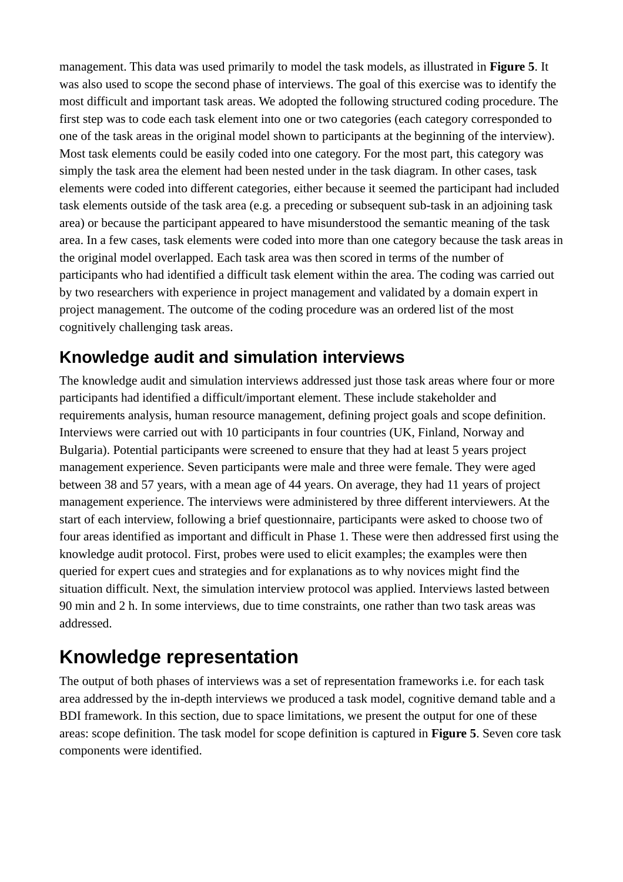management. This data was used primarily to model the task models, as illustrated in **Figure 5**. It was also used to scope the second phase of interviews. The goal of this exercise was to identify the most difficult and important task areas. We adopted the following structured coding procedure. The first step was to code each task element into one or two categories (each category corresponded to one of the task areas in the original model shown to participants at the beginning of the interview). Most task elements could be easily coded into one category. For the most part, this category was simply the task area the element had been nested under in the task diagram. In other cases, task elements were coded into different categories, either because it seemed the participant had included task elements outside of the task area (e.g. a preceding or subsequent sub-task in an adjoining task area) or because the participant appeared to have misunderstood the semantic meaning of the task area. In a few cases, task elements were coded into more than one category because the task areas in the original model overlapped. Each task area was then scored in terms of the number of participants who had identified a difficult task element within the area. The coding was carried out by two researchers with experience in project management and validated by a domain expert in project management. The outcome of the coding procedure was an ordered list of the most cognitively challenging task areas.

## Knowledge audit and simulation interviews

The knowledge audit and simulation interviews addressed just those task areas where four or more participants had identified a difficult/important element. These include stakeholder and requirements analysis, human resource management, defining project goals and scope definition. Interviews were carried out with 10 participants in four countries (UK, Finland, Norway and Bulgaria). Potential participants were screened to ensure that they had at least 5 years project management experience. Seven participants were male and three were female. They were aged between 38 and 57 years, with a mean age of 44 years. On average, they had 11 years of project management experience. The interviews were administered by three different interviewers. At the start of each interview, following a brief questionnaire, participants were asked to choose two of four areas identified as important and difficult in Phase 1. These were then addressed first using the knowledge audit protocol. First, probes were used to elicit examples; the examples were then queried for expert cues and strategies and for explanations as to why novices might find the situation difficult. Next, the simulation interview protocol was applied. Interviews lasted between 90 min and 2 h. In some interviews, due to time constraints, one rather than two task areas was addressed.

# Knowledge representation

The output of both phases of interviews was a set of representation frameworks i.e. for each task area addressed by the in-depth interviews we produced a task model, cognitive demand table and a BDI framework. In this section, due to space limitations, we present the output for one of these areas: scope definition. The task model for scope definition is captured in **Figure 5**. Seven core task components were identified.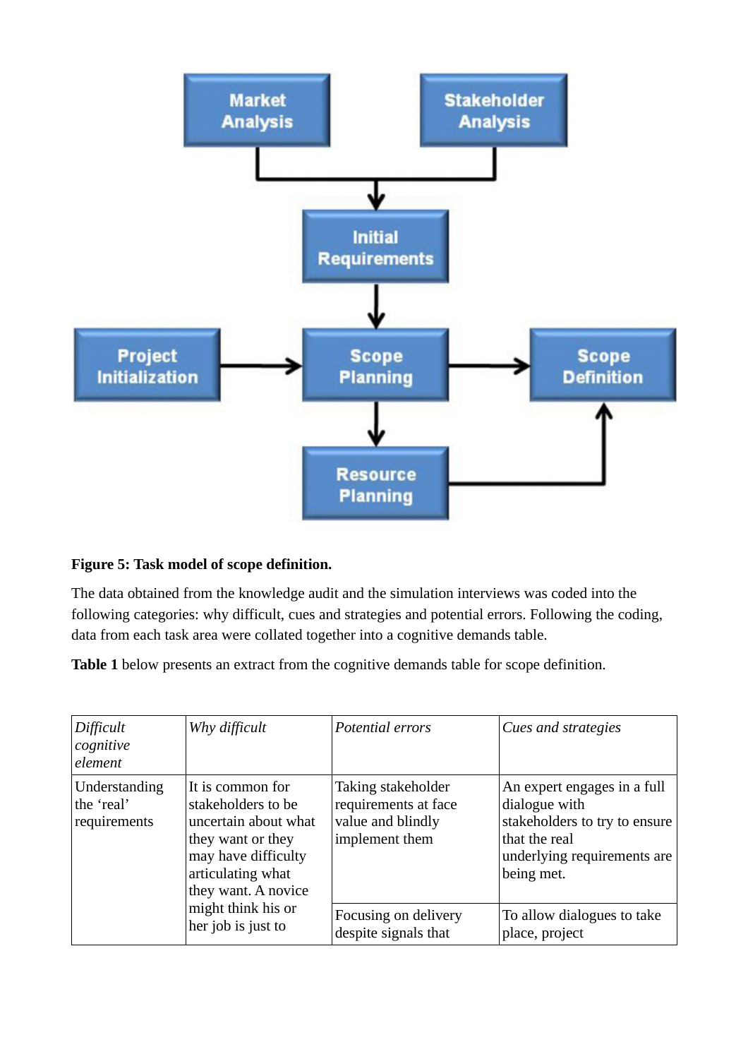**Figure 5: Task model of scope definition.**

The data obtained from the knowledge audit and the simulation interviews was coded into the following categories: why difficult, cues and strategies and potential errors. Following the coding, data from each task area were collated together into a cognitive demands table.

**Table 1** below presents an extract from the cognitive demands table for scope definition.

| *Difficult cognitive element* | *Why difficult* | *Potential errors* | *Cues and strategies* |
|---|---|---|---|
| Understanding the 'real' requirements | It is common for stakeholders to be uncertain about what they want or they may have difficulty articulating what they want. A novice might think his or her job is just to | Taking stakeholder requirements at face value and blindly implement them | An expert engages in a full dialogue with stakeholders to try to ensure that the real underlying requirements are being met. |
| | | Focusing on delivery despite signals that | To allow dialogues to take place, project |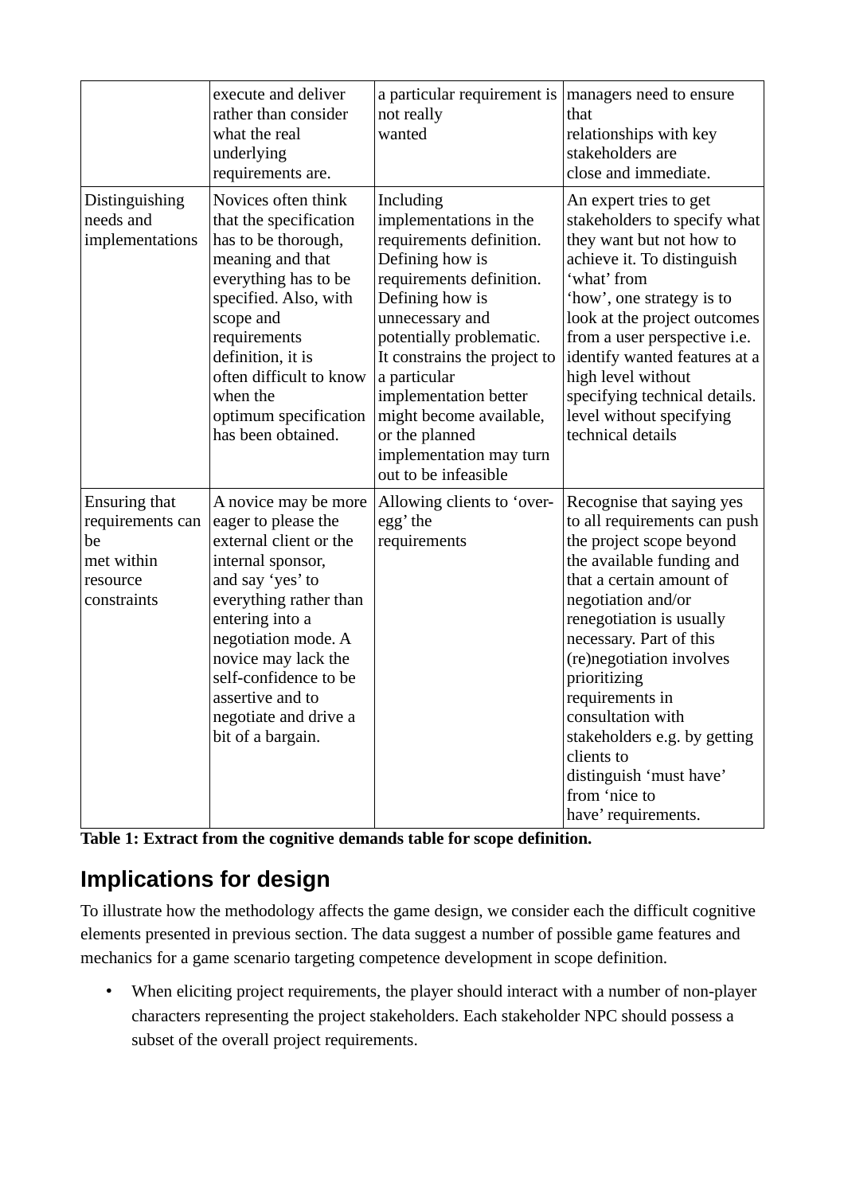|  | execute and deliver rather than consider what the real underlying requirements are. | a particular requirement is not really wanted | managers need to ensure that relationships with key stakeholders are close and immediate. |
|---|---|---|---|
| Distinguishing needs and implementations | Novices often think that the specification has to be thorough, meaning and that everything has to be specified. Also, with scope and requirements definition, it is often difficult to know when the optimum specification has been obtained. | Including implementations in the requirements definition. Defining how is requirements definition. Defining how is unnecessary and potentially problematic. It constrains the project to a particular implementation better might become available, or the planned implementation may turn out to be infeasible | An expert tries to get stakeholders to specify what they want but not how to achieve it. To distinguish 'what' from 'how', one strategy is to look at the project outcomes from a user perspective i.e. identify wanted features at a high level without specifying technical details. level without specifying technical details |
| Ensuring that requirements can be met within resource constraints | A novice may be more eager to please the external client or the internal sponsor, and say 'yes' to everything rather than entering into a negotiation mode. A novice may lack the self-confidence to be assertive and to negotiate and drive a bit of a bargain. | Allowing clients to 'over-egg' the requirements | Recognise that saying yes to all requirements can push the project scope beyond the available funding and that a certain amount of negotiation and/or renegotiation is usually necessary. Part of this (re)negotiation involves prioritizing requirements in consultation with stakeholders e.g. by getting clients to distinguish 'must have' from 'nice to have' requirements. |

**Table 1: Extract from the cognitive demands table for scope definition.**

## Implications for design

To illustrate how the methodology affects the game design, we consider each the difficult cognitive elements presented in previous section. The data suggest a number of possible game features and mechanics for a game scenario targeting competence development in scope definition.

- When eliciting project requirements, the player should interact with a number of non-player characters representing the project stakeholders. Each stakeholder NPC should possess a subset of the overall project requirements.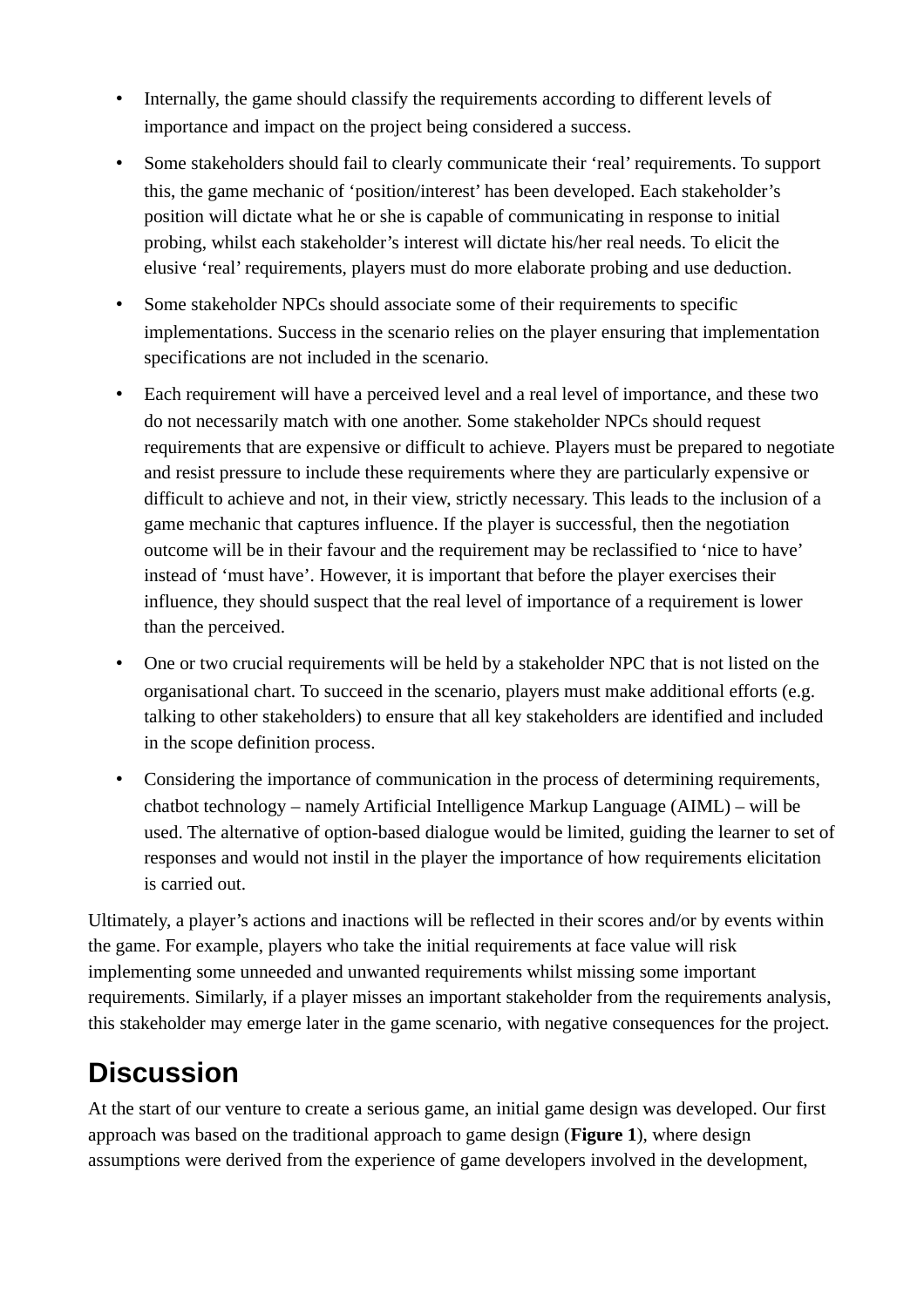- Internally, the game should classify the requirements according to different levels of importance and impact on the project being considered a success.
- Some stakeholders should fail to clearly communicate their 'real' requirements. To support this, the game mechanic of 'position/interest' has been developed. Each stakeholder's position will dictate what he or she is capable of communicating in response to initial probing, whilst each stakeholder's interest will dictate his/her real needs. To elicit the elusive 'real' requirements, players must do more elaborate probing and use deduction.
- Some stakeholder NPCs should associate some of their requirements to specific implementations. Success in the scenario relies on the player ensuring that implementation specifications are not included in the scenario.
- Each requirement will have a perceived level and a real level of importance, and these two do not necessarily match with one another. Some stakeholder NPCs should request requirements that are expensive or difficult to achieve. Players must be prepared to negotiate and resist pressure to include these requirements where they are particularly expensive or difficult to achieve and not, in their view, strictly necessary. This leads to the inclusion of a game mechanic that captures influence. If the player is successful, then the negotiation outcome will be in their favour and the requirement may be reclassified to 'nice to have' instead of 'must have'. However, it is important that before the player exercises their influence, they should suspect that the real level of importance of a requirement is lower than the perceived.
- One or two crucial requirements will be held by a stakeholder NPC that is not listed on the organisational chart. To succeed in the scenario, players must make additional efforts (e.g. talking to other stakeholders) to ensure that all key stakeholders are identified and included in the scope definition process.
- Considering the importance of communication in the process of determining requirements, chatbot technology – namely Artificial Intelligence Markup Language (AIML) – will be used. The alternative of option-based dialogue would be limited, guiding the learner to set of responses and would not instil in the player the importance of how requirements elicitation is carried out.

Ultimately, a player's actions and inactions will be reflected in their scores and/or by events within the game. For example, players who take the initial requirements at face value will risk implementing some unneeded and unwanted requirements whilst missing some important requirements. Similarly, if a player misses an important stakeholder from the requirements analysis, this stakeholder may emerge later in the game scenario, with negative consequences for the project.

## Discussion

At the start of our venture to create a serious game, an initial game design was developed. Our first approach was based on the traditional approach to game design (**Figure 1**), where design assumptions were derived from the experience of game developers involved in the development,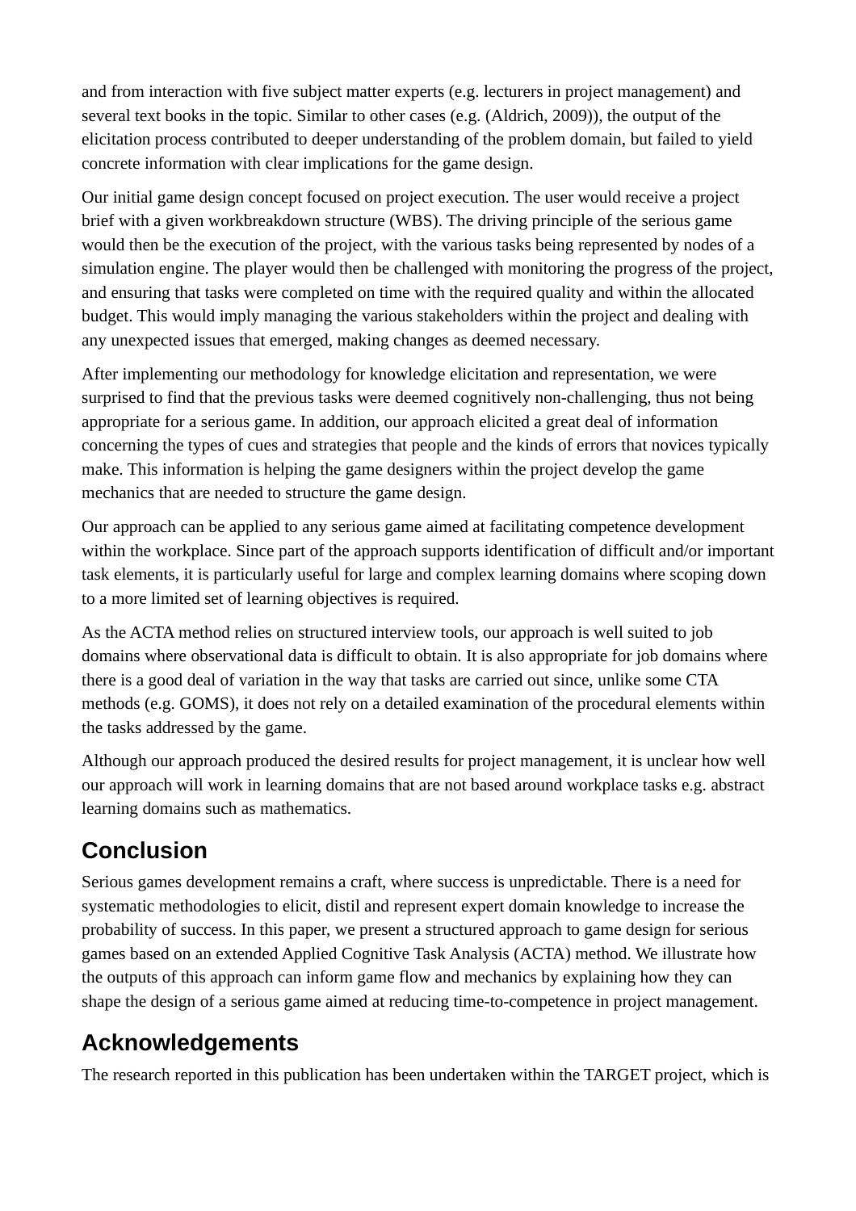and from interaction with five subject matter experts (e.g. lecturers in project management) and several text books in the topic. Similar to other cases (e.g. (Aldrich, 2009)), the output of the elicitation process contributed to deeper understanding of the problem domain, but failed to yield concrete information with clear implications for the game design.

Our initial game design concept focused on project execution. The user would receive a project brief with a given workbreakdown structure (WBS). The driving principle of the serious game would then be the execution of the project, with the various tasks being represented by nodes of a simulation engine. The player would then be challenged with monitoring the progress of the project, and ensuring that tasks were completed on time with the required quality and within the allocated budget. This would imply managing the various stakeholders within the project and dealing with any unexpected issues that emerged, making changes as deemed necessary.

After implementing our methodology for knowledge elicitation and representation, we were surprised to find that the previous tasks were deemed cognitively non-challenging, thus not being appropriate for a serious game. In addition, our approach elicited a great deal of information concerning the types of cues and strategies that people and the kinds of errors that novices typically make. This information is helping the game designers within the project develop the game mechanics that are needed to structure the game design.

Our approach can be applied to any serious game aimed at facilitating competence development within the workplace. Since part of the approach supports identification of difficult and/or important task elements, it is particularly useful for large and complex learning domains where scoping down to a more limited set of learning objectives is required.

As the ACTA method relies on structured interview tools, our approach is well suited to job domains where observational data is difficult to obtain. It is also appropriate for job domains where there is a good deal of variation in the way that tasks are carried out since, unlike some CTA methods (e.g. GOMS), it does not rely on a detailed examination of the procedural elements within the tasks addressed by the game.

Although our approach produced the desired results for project management, it is unclear how well our approach will work in learning domains that are not based around workplace tasks e.g. abstract learning domains such as mathematics.

## Conclusion

Serious games development remains a craft, where success is unpredictable. There is a need for systematic methodologies to elicit, distil and represent expert domain knowledge to increase the probability of success. In this paper, we present a structured approach to game design for serious games based on an extended Applied Cognitive Task Analysis (ACTA) method. We illustrate how the outputs of this approach can inform game flow and mechanics by explaining how they can shape the design of a serious game aimed at reducing time-to-competence in project management.

## Acknowledgements

The research reported in this publication has been undertaken within the TARGET project, which is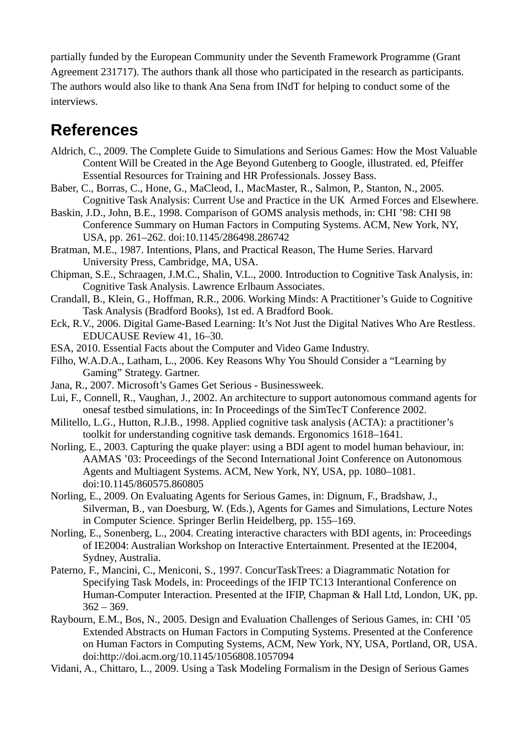partially funded by the European Community under the Seventh Framework Programme (Grant Agreement 231717). The authors thank all those who participated in the research as participants. The authors would also like to thank Ana Sena from INdT for helping to conduct some of the interviews.

# References

Aldrich, C., 2009. The Complete Guide to Simulations and Serious Games: How the Most Valuable Content Will be Created in the Age Beyond Gutenberg to Google, illustrated. ed, Pfeiffer Essential Resources for Training and HR Professionals. Jossey Bass.

Baber, C., Borras, C., Hone, G., MaCleod, I., MacMaster, R., Salmon, P., Stanton, N., 2005. Cognitive Task Analysis: Current Use and Practice in the UK Armed Forces and Elsewhere.

Baskin, J.D., John, B.E., 1998. Comparison of GOMS analysis methods, in: CHI '98: CHI 98 Conference Summary on Human Factors in Computing Systems. ACM, New York, NY, USA, pp. 261–262. doi:10.1145/286498.286742

Bratman, M.E., 1987. Intentions, Plans, and Practical Reason, The Hume Series. Harvard University Press, Cambridge, MA, USA.

Chipman, S.E., Schraagen, J.M.C., Shalin, V.L., 2000. Introduction to Cognitive Task Analysis, in: Cognitive Task Analysis. Lawrence Erlbaum Associates.

Crandall, B., Klein, G., Hoffman, R.R., 2006. Working Minds: A Practitioner's Guide to Cognitive Task Analysis (Bradford Books), 1st ed. A Bradford Book.

Eck, R.V., 2006. Digital Game-Based Learning: It's Not Just the Digital Natives Who Are Restless. EDUCAUSE Review 41, 16–30.

ESA, 2010. Essential Facts about the Computer and Video Game Industry.

Filho, W.A.D.A., Latham, L., 2006. Key Reasons Why You Should Consider a "Learning by Gaming" Strategy. Gartner.

Jana, R., 2007. Microsoft's Games Get Serious - Businessweek.

Lui, F., Connell, R., Vaughan, J., 2002. An architecture to support autonomous command agents for onesaf testbed simulations, in: In Proceedings of the SimTecT Conference 2002.

Militello, L.G., Hutton, R.J.B., 1998. Applied cognitive task analysis (ACTA): a practitioner's toolkit for understanding cognitive task demands. Ergonomics 1618–1641.

Norling, E., 2003. Capturing the quake player: using a BDI agent to model human behaviour, in: AAMAS '03: Proceedings of the Second International Joint Conference on Autonomous Agents and Multiagent Systems. ACM, New York, NY, USA, pp. 1080–1081. doi:10.1145/860575.860805

Norling, E., 2009. On Evaluating Agents for Serious Games, in: Dignum, F., Bradshaw, J., Silverman, B., van Doesburg, W. (Eds.), Agents for Games and Simulations, Lecture Notes in Computer Science. Springer Berlin Heidelberg, pp. 155–169.

Norling, E., Sonenberg, L., 2004. Creating interactive characters with BDI agents, in: Proceedings of IE2004: Australian Workshop on Interactive Entertainment. Presented at the IE2004, Sydney, Australia.

Paterno, F., Mancini, C., Meniconi, S., 1997. ConcurTaskTrees: a Diagrammatic Notation for Specifying Task Models, in: Proceedings of the IFIP TC13 Interantional Conference on Human-Computer Interaction. Presented at the IFIP, Chapman & Hall Ltd, London, UK, pp. 362 – 369.

Raybourn, E.M., Bos, N., 2005. Design and Evaluation Challenges of Serious Games, in: CHI '05 Extended Abstracts on Human Factors in Computing Systems. Presented at the Conference on Human Factors in Computing Systems, ACM, New York, NY, USA, Portland, OR, USA. doi:http://doi.acm.org/10.1145/1056808.1057094

Vidani, A., Chittaro, L., 2009. Using a Task Modeling Formalism in the Design of Serious Games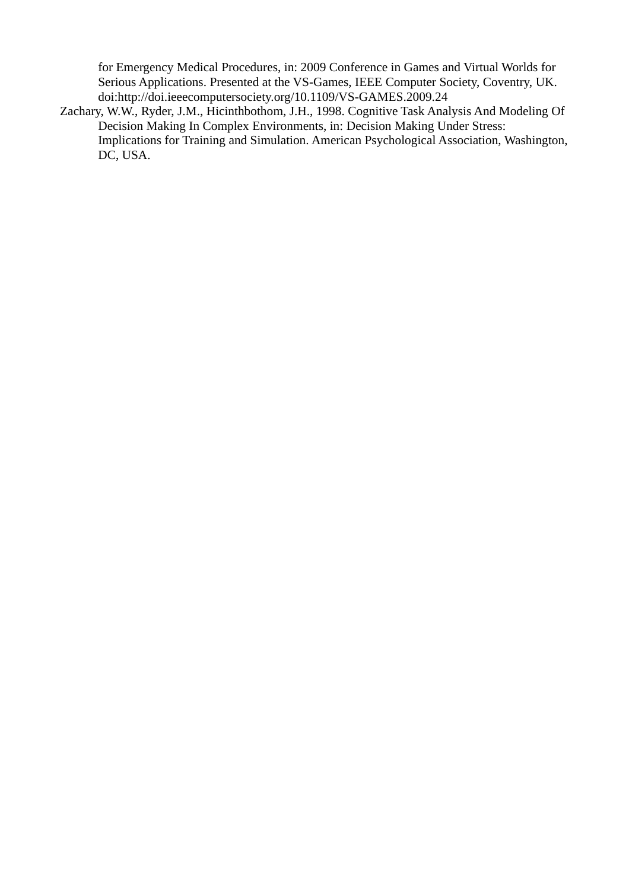for Emergency Medical Procedures, in: 2009 Conference in Games and Virtual Worlds for Serious Applications. Presented at the VS-Games, IEEE Computer Society, Coventry, UK. doi:http://doi.ieeecomputersociety.org/10.1109/VS-GAMES.2009.24

Zachary, W.W., Ryder, J.M., Hicinthbothom, J.H., 1998. Cognitive Task Analysis And Modeling Of Decision Making In Complex Environments, in: Decision Making Under Stress: Implications for Training and Simulation. American Psychological Association, Washington, DC, USA.